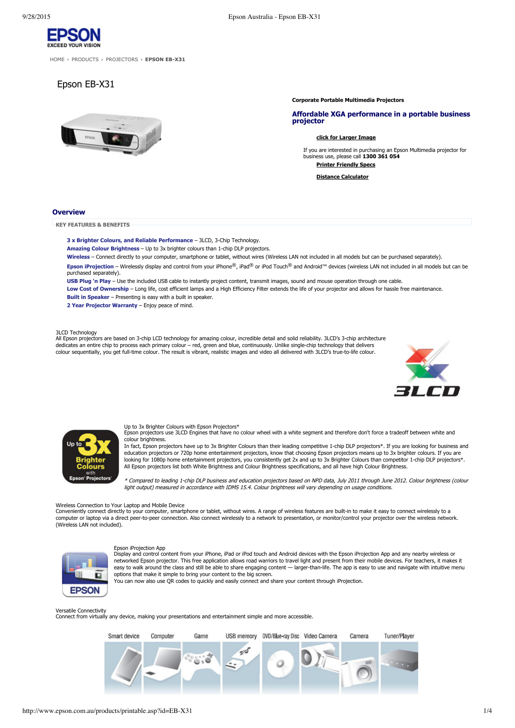HOME › PRODUCTS › PROJECTORS › **EPSON EB-X31**

# Epson EB-X31

**Corporate Portable Multimedia Projectors**

## Affordable XGA performance in a portable business projector

**click for Larger Image**

If you are interested in purchasing an Epson Multimedia projector for business use, please call **1300 361 054**

**Printer Friendly Specs**

**Distance Calculator**

## Overview

**KEY FEATURES & BENEFITS**

- **3 x Brighter Colours, and Reliable Performance** – 3LCD, 3-Chip Technology.
- **Amazing Colour Brightness** – Up to 3x brighter colours than 1-chip DLP projectors.
- **Wireless** – Connect directly to your computer, smartphone or tablet, without wires (Wireless LAN not included in all models but can be purchased separately).
- **Epson iProjection** – Wirelessly display and control from your iPhone®, iPad® or iPod Touch® and Android™ devices (wireless LAN not included in all models but can be purchased separately).
- **USB Plug 'n Play** – Use the included USB cable to instantly project content, transmit images, sound and mouse operation through one cable.
- **Low Cost of Ownership** – Long life, cost efficient lamps and a High Efficiency Filter extends the life of your projector and allows for hassle free maintenance.
- **Built in Speaker** – Presenting is easy with a built in speaker.
- **2 Year Projector Warranty** – Enjoy peace of mind.

### 3LCD Technology

All Epson projectors are based on 3-chip LCD technology for amazing colour, incredible detail and solid reliability. 3LCD's 3-chip architecture dedicates an entire chip to process each primary colour – red, green and blue, continuously. Unlike single-chip technology that delivers colour sequentially, you get full-time colour. The result is vibrant, realistic images and video all delivered with 3LCD's true-to-life colour.

### Up to 3x Brighter Colours with Epson Projectors*

Epson projectors use 3LCD Engines that have no colour wheel with a white segment and therefore don't force a tradeoff between white and colour brightness.

In fact, Epson projectors have up to 3x Brighter Colours than their leading competitive 1-chip DLP projectors*. If you are looking for business and education projectors or 720p home entertainment projectors, know that choosing Epson projectors means up to 3x brighter colours. If you are looking for 1080p home entertainment projectors, you consistently get 2x and up to 3x Brighter Colours than competitor 1-chip DLP projectors*. All Epson projectors list both White Brightness and Colour Brightness specifications, and all have high Colour Brightness.

*\* Compared to leading 1-chip DLP business and education projectors based on NPD data, July 2011 through June 2012. Colour brightness (colour light output) measured in accordance with IDMS 15.4. Colour brightness will vary depending on usage conditions.*

### Wireless Connection to Your Laptop and Mobile Device

Conveniently connect directly to your computer, smartphone or tablet, without wires. A range of wireless features are built-in to make it easy to connect wirelessly to a computer or laptop via a direct peer-to-peer connection. Also connect wirelessly to a network to presentation, or monitor/control your projector over the wireless network. (Wireless LAN not included).

### Epson iProjection App

Display and control content from your iPhone, iPad or iPod touch and Android devices with the Epson iProjection App and any nearby wireless or networked Epson projector. This free application allows road warriors to travel light and present from their mobile devices. For teachers, it makes it easy to walk around the class and still be able to share engaging content — larger-than-life. The app is easy to use and navigate with intuitive menu options that make it simple to bring your content to the big screen.

You can now also use QR codes to quickly and easily connect and share your content through iProjection.

### Versatile Connectivity

Connect from virtually any device, making your presentations and entertainment simple and more accessible.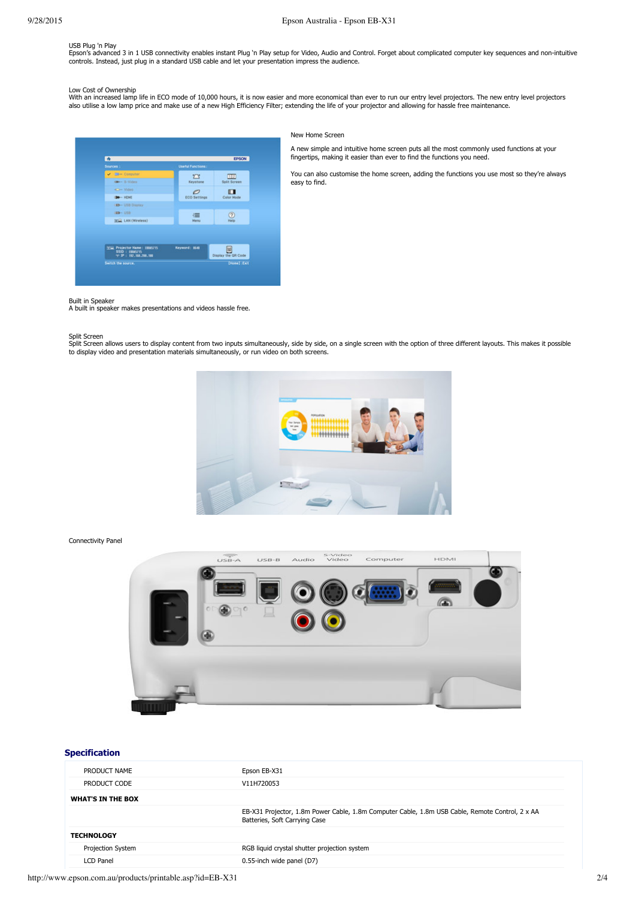USB Plug 'n Play
Epson's advanced 3 in 1 USB connectivity enables instant Plug 'n Play setup for Video, Audio and Control. Forget about complicated computer key sequences and non-intuitive controls. Instead, just plug in a standard USB cable and let your presentation impress the audience.

Low Cost of Ownership
With an increased lamp life in ECO mode of 10,000 hours, it is now easier and more economical than ever to run our entry level projectors. The new entry level projectors also utilise a low lamp price and make use of a new High Efficiency Filter; extending the life of your projector and allowing for hassle free maintenance.

New Home Screen

A new simple and intuitive home screen puts all the most commonly used functions at your fingertips, making it easier than ever to find the functions you need.

You can also customise the home screen, adding the functions you use most so they're always easy to find.

Built in Speaker
A built in speaker makes presentations and videos hassle free.

Split Screen
Split Screen allows users to display content from two inputs simultaneously, side by side, on a single screen with the option of three different layouts. This makes it possible to display video and presentation materials simultaneously, or run video on both screens.

Connectivity Panel

## Specification

| | |
|---|---|
| PRODUCT NAME | Epson EB-X31 |
| PRODUCT CODE | V11H720053 |
| **WHAT'S IN THE BOX** | |
| | EB-X31 Projector, 1.8m Power Cable, 1.8m Computer Cable, 1.8m USB Cable, Remote Control, 2 x AA Batteries, Soft Carrying Case |
| **TECHNOLOGY** | |
| Projection System | RGB liquid crystal shutter projection system |
| LCD Panel | 0.55-inch wide panel (D7) |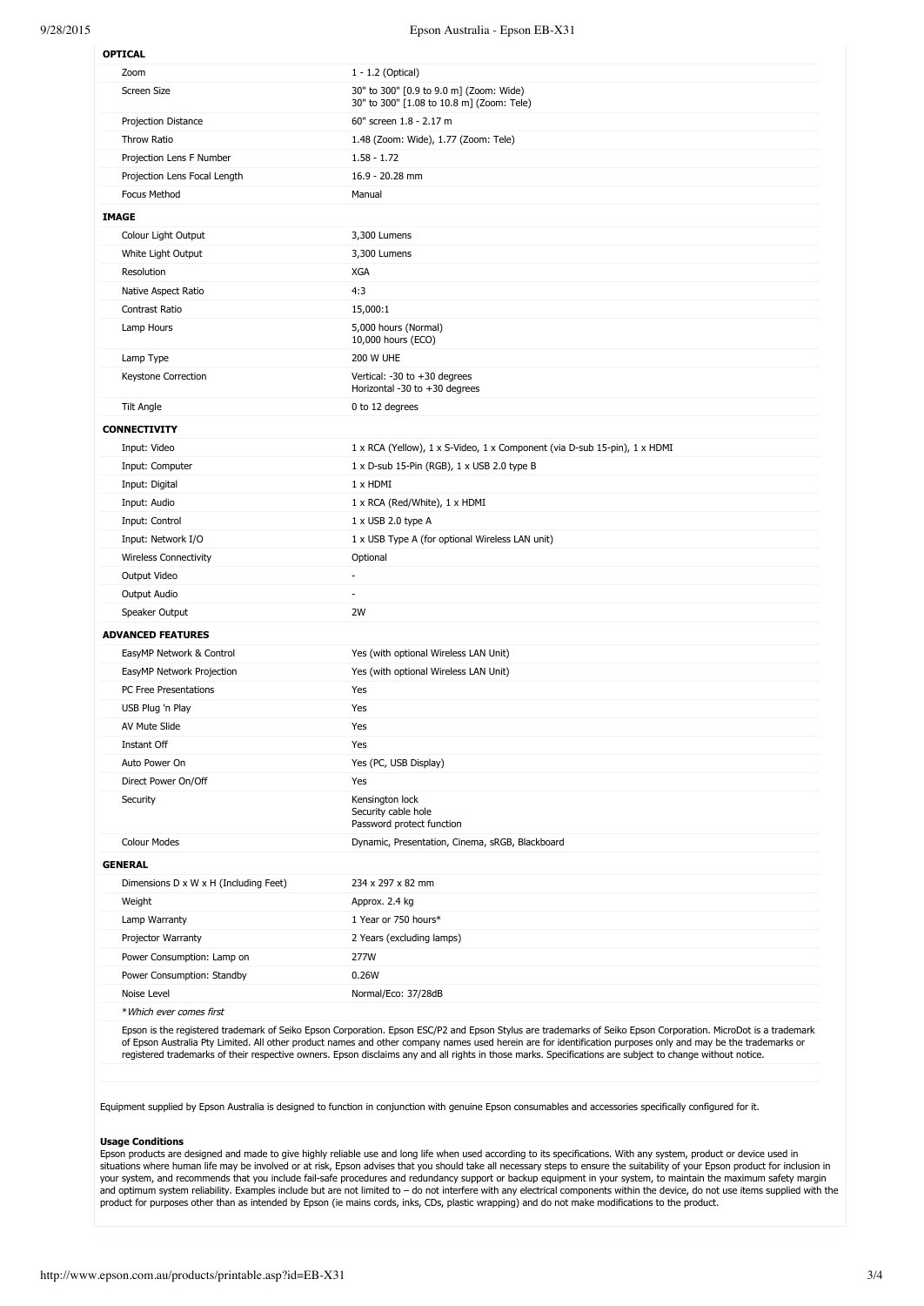| | |
|---|---|
| **OPTICAL** | |
| Zoom | 1 - 1.2 (Optical) |
| Screen Size | 30" to 300" [0.9 to 9.0 m] (Zoom: Wide)<br>30" to 300" [1.08 to 10.8 m] (Zoom: Tele) |
| Projection Distance | 60" screen 1.8 - 2.17 m |
| Throw Ratio | 1.48 (Zoom: Wide), 1.77 (Zoom: Tele) |
| Projection Lens F Number | 1.58 - 1.72 |
| Projection Lens Focal Length | 16.9 - 20.28 mm |
| Focus Method | Manual |
| **IMAGE** | |
| Colour Light Output | 3,300 Lumens |
| White Light Output | 3,300 Lumens |
| Resolution | XGA |
| Native Aspect Ratio | 4:3 |
| Contrast Ratio | 15,000:1 |
| Lamp Hours | 5,000 hours (Normal)<br>10,000 hours (ECO) |
| Lamp Type | 200 W UHE |
| Keystone Correction | Vertical: -30 to +30 degrees<br>Horizontal -30 to +30 degrees |
| Tilt Angle | 0 to 12 degrees |
| **CONNECTIVITY** | |
| Input: Video | 1 x RCA (Yellow), 1 x S-Video, 1 x Component (via D-sub 15-pin), 1 x HDMI |
| Input: Computer | 1 x D-sub 15-Pin (RGB), 1 x USB 2.0 type B |
| Input: Digital | 1 x HDMI |
| Input: Audio | 1 x RCA (Red/White), 1 x HDMI |
| Input: Control | 1 x USB 2.0 type A |
| Input: Network I/O | 1 x USB Type A (for optional Wireless LAN unit) |
| Wireless Connectivity | Optional |
| Output Video | - |
| Output Audio | - |
| Speaker Output | 2W |
| **ADVANCED FEATURES** | |
| EasyMP Network & Control | Yes (with optional Wireless LAN Unit) |
| EasyMP Network Projection | Yes (with optional Wireless LAN Unit) |
| PC Free Presentations | Yes |
| USB Plug 'n Play | Yes |
| AV Mute Slide | Yes |
| Instant Off | Yes |
| Auto Power On | Yes (PC, USB Display) |
| Direct Power On/Off | Yes |
| Security | Kensington lock<br>Security cable hole<br>Password protect function |
| Colour Modes | Dynamic, Presentation, Cinema, sRGB, Blackboard |
| **GENERAL** | |
| Dimensions D x W x H (Including Feet) | 234 x 297 x 82 mm |
| Weight | Approx. 2.4 kg |
| Lamp Warranty | 1 Year or 750 hours* |
| Projector Warranty | 2 Years (excluding lamps) |
| Power Consumption: Lamp on | 277W |
| Power Consumption: Standby | 0.26W |
| Noise Level | Normal/Eco: 37/28dB |

*\*Which ever comes first*

Epson is the registered trademark of Seiko Epson Corporation. Epson ESC/P2 and Epson Stylus are trademarks of Seiko Epson Corporation. MicroDot is a trademark of Epson Australia Pty Limited. All other product names and other company names used herein are for identification purposes only and may be the trademarks or registered trademarks of their respective owners. Epson disclaims any and all rights in those marks. Specifications are subject to change without notice.

Equipment supplied by Epson Australia is designed to function in conjunction with genuine Epson consumables and accessories specifically configured for it.

**Usage Conditions**
Epson products are designed and made to give highly reliable use and long life when used according to its specifications. With any system, product or device used in situations where human life may be involved or at risk, Epson advises that you should take all necessary steps to ensure the suitability of your Epson product for inclusion in your system, and recommends that you include fail-safe procedures and redundancy support or backup equipment in your system, to maintain the maximum safety margin and optimum system reliability. Examples include but are not limited to – do not interfere with any electrical components within the device, do not use items supplied with the product for purposes other than as intended by Epson (ie mains cords, inks, CDs, plastic wrapping) and do not make modifications to the product.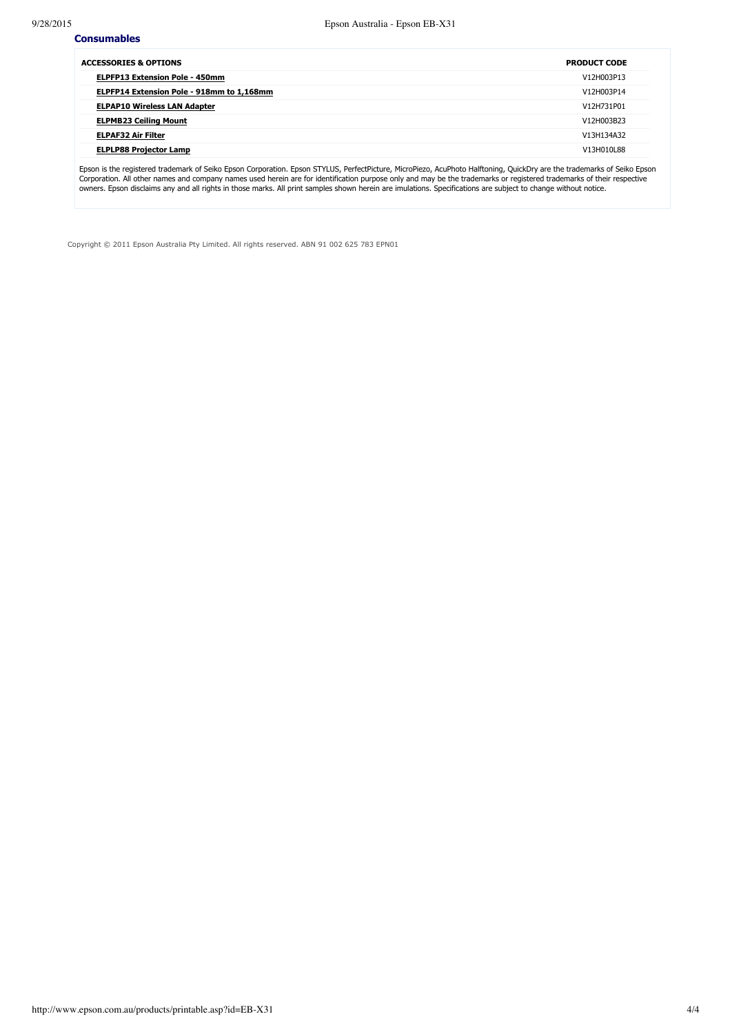## Consumables

| ACCESSORIES & OPTIONS | PRODUCT CODE |
|---|---|
| **ELPFP13 Extension Pole - 450mm** | V12H003P13 |
| **ELPFP14 Extension Pole - 918mm to 1,168mm** | V12H003P14 |
| **ELPAP10 Wireless LAN Adapter** | V12H731P01 |
| **ELPMB23 Ceiling Mount** | V12H003B23 |
| **ELPAF32 Air Filter** | V13H134A32 |
| **ELPLP88 Projector Lamp** | V13H010L88 |

Epson is the registered trademark of Seiko Epson Corporation. Epson STYLUS, PerfectPicture, MicroPiezo, AcuPhoto Halftoning, QuickDry are the trademarks of Seiko Epson Corporation. All other names and company names used herein are for identification purpose only and may be the trademarks or registered trademarks of their respective owners. Epson disclaims any and all rights in those marks. All print samples shown herein are imulations. Specifications are subject to change without notice.

Copyright © 2011 Epson Australia Pty Limited. All rights reserved. ABN 91 002 625 783 EPN01